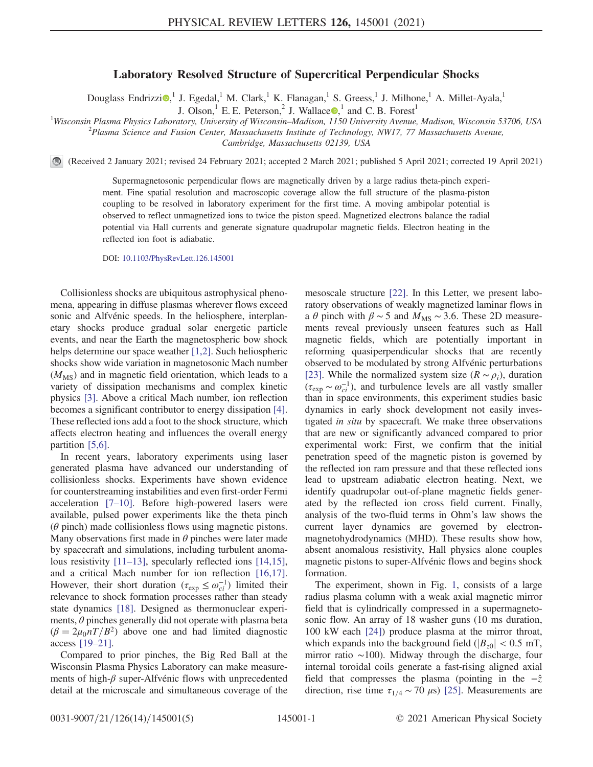# Laboratory Resolved Structure of Supercritical Perpendicular Shocks

Douglass Endrizzi,[1] J. Egedal,[1] M. Clark,[1] K. Flanagan,[1] S. Greess,[1] J. Milhone,[1] A. Millet-Ayala,[1] J. Olson,[1] E. E. Peterson,[2] J. Wallace,[1] and C. B. Forest[1]

[1]Wisconsin Plasma Physics Laboratory, University of Wisconsin–Madison, 1150 University Avenue, Madison, Wisconsin 53706, USA
[2]Plasma Science and Fusion Center, Massachusetts Institute of Technology, NW17, 77 Massachusetts Avenue, Cambridge, Massachusetts 02139, USA

(Received 2 January 2021; revised 24 February 2021; accepted 2 March 2021; published 5 April 2021; corrected 19 April 2021)

Supermagnetosonic perpendicular flows are magnetically driven by a large radius theta-pinch experiment. Fine spatial resolution and macroscopic coverage allow the full structure of the plasma-piston coupling to be resolved in laboratory experiment for the first time. A moving ambipolar potential is observed to reflect unmagnetized ions to twice the piston speed. Magnetized electrons balance the radial potential via Hall currents and generate signature quadrupolar magnetic fields. Electron heating in the reflected ion foot is adiabatic.

DOI: 10.1103/PhysRevLett.126.145001

Collisionless shocks are ubiquitous astrophysical phenomena, appearing in diffuse plasmas wherever flows exceed sonic and Alfvénic speeds. In the heliosphere, interplanetary shocks produce gradual solar energetic particle events, and near the Earth the magnetospheric bow shock helps determine our space weather [1,2]. Such heliospheric shocks show wide variation in magnetosonic Mach number ($M_{\rm MS}$) and in magnetic field orientation, which leads to a variety of dissipation mechanisms and complex kinetic physics [3]. Above a critical Mach number, ion reflection becomes a significant contributor to energy dissipation [4]. These reflected ions add a foot to the shock structure, which affects electron heating and influences the overall energy partition [5,6].

In recent years, laboratory experiments using laser generated plasma have advanced our understanding of collisionless shocks. Experiments have shown evidence for counterstreaming instabilities and even first-order Fermi acceleration [7–10]. Before high-powered lasers were available, pulsed power experiments like the theta pinch ($\theta$ pinch) made collisionless flows using magnetic pistons. Many observations first made in $\theta$ pinches were later made by spacecraft and simulations, including turbulent anomalous resistivity [11–13], specularly reflected ions [14,15], and a critical Mach number for ion reflection [16,17]. However, their short duration ($\tau_{\rm exp} \leq \omega_{ci}^{-1}$) limited their relevance to shock formation processes rather than steady state dynamics [18]. Designed as thermonuclear experiments, $\theta$ pinches generally did not operate with plasma beta ($\beta = 2\mu_0 nT/B^2$) above one and had limited diagnostic access [19–21].

Compared to prior pinches, the Big Red Ball at the Wisconsin Plasma Physics Laboratory can make measurements of high-$\beta$ super-Alfvénic flows with unprecedented detail at the microscale and simultaneous coverage of the mesoscale structure [22]. In this Letter, we present laboratory observations of weakly magnetized laminar flows in a $\theta$ pinch with $\beta \sim 5$ and $M_{\rm MS} \sim 3.6$. These 2D measurements reveal previously unseen features such as Hall magnetic fields, which are potentially important in reforming quasiperpendicular shocks that are recently observed to be modulated by strong Alfvénic perturbations [23]. While the normalized system size ($R \sim \rho_i$), duration ($\tau_{\rm exp} \sim \omega_{ci}^{-1}$), and turbulence levels are all vastly smaller than in space environments, this experiment studies basic dynamics in early shock development not easily investigated *in situ* by spacecraft. We make three observations that are new or significantly advanced compared to prior experimental work: First, we confirm that the initial penetration speed of the magnetic piston is governed by the reflected ion ram pressure and that these reflected ions lead to upstream adiabatic electron heating. Next, we identify quadrupolar out-of-plane magnetic fields generated by the reflected ion cross field current. Finally, analysis of the two-fluid terms in Ohm's law shows the current layer dynamics are governed by electron-magnetohydrodynamics (MHD). These results show how, absent anomalous resistivity, Hall physics alone couples magnetic pistons to super-Alfvénic flows and begins shock formation.

The experiment, shown in Fig. 1, consists of a large radius plasma column with a weak axial magnetic mirror field that is cylindrically compressed in a supermagnetosonic flow. An array of 18 washer guns (10 ms duration, 100 kW each [24]) produce plasma at the mirror throat, which expands into the background field ($|B_{z0}| < 0.5$ mT, mirror ratio $\sim$100). Midway through the discharge, four internal toroidal coils generate a fast-rising aligned axial field that compresses the plasma (pointing in the $-\hat{z}$ direction, rise time $\tau_{1/4} \sim 70$ $\mu$s) [25]. Measurements are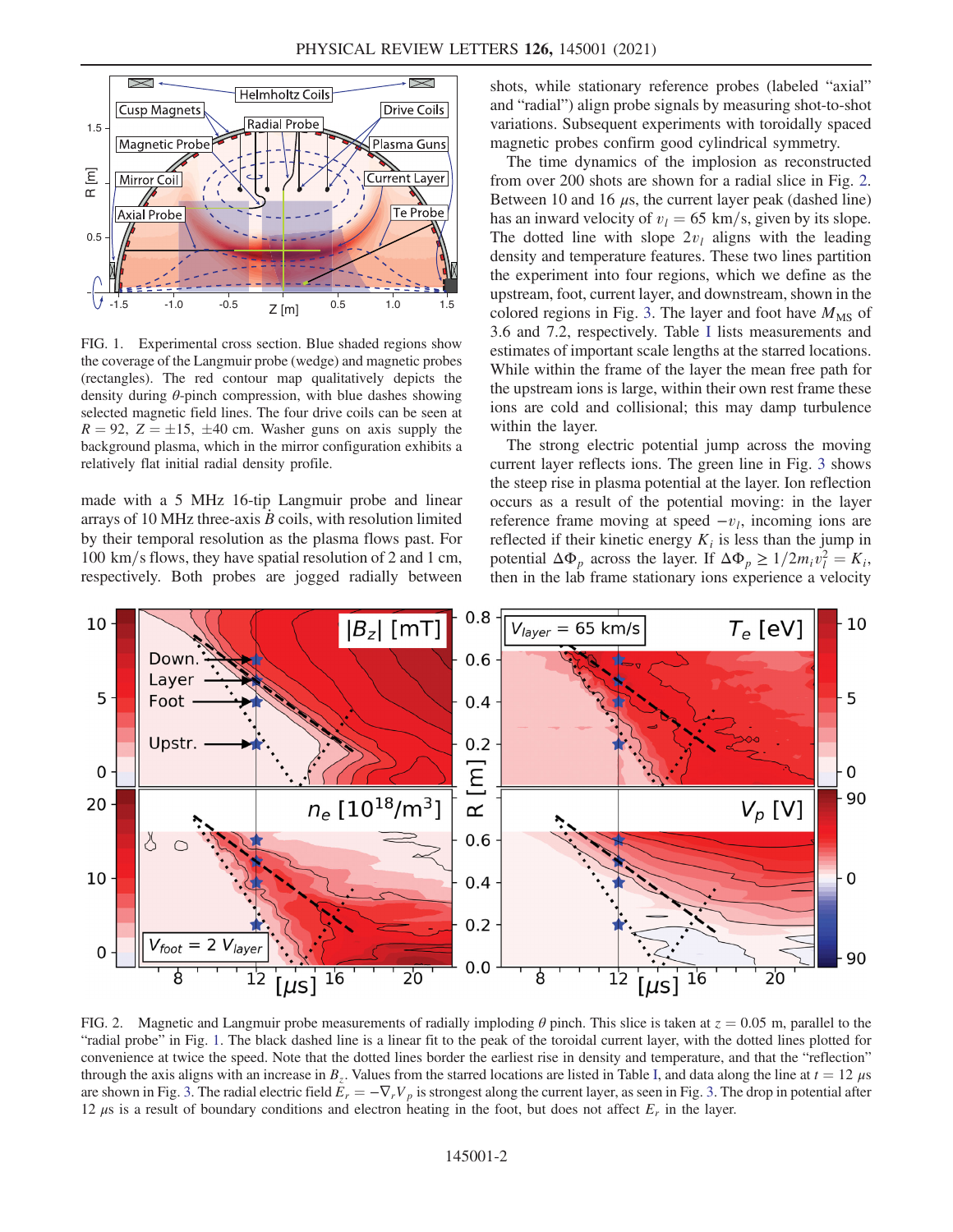FIG. 1. Experimental cross section. Blue shaded regions show the coverage of the Langmuir probe (wedge) and magnetic probes (rectangles). The red contour map qualitatively depicts the density during $\theta$-pinch compression, with blue dashes showing selected magnetic field lines. The four drive coils can be seen at $R = 92$, $Z = \pm 15$, $\pm 40$ cm. Washer guns on axis supply the background plasma, which in the mirror configuration exhibits a relatively flat initial radial density profile.

made with a 5 MHz 16-tip Langmuir probe and linear arrays of 10 MHz three-axis $\dot{B}$ coils, with resolution limited by their temporal resolution as the plasma flows past. For 100 km/s flows, they have spatial resolution of 2 and 1 cm, respectively. Both probes are jogged radially between shots, while stationary reference probes (labeled "axial" and "radial") align probe signals by measuring shot-to-shot variations. Subsequent experiments with toroidally spaced magnetic probes confirm good cylindrical symmetry.

The time dynamics of the implosion as reconstructed from over 200 shots are shown for a radial slice in Fig. 2. Between 10 and 16 $\mu$s, the current layer peak (dashed line) has an inward velocity of $v_l = 65$ km/s, given by its slope. The dotted line with slope $2v_l$ aligns with the leading density and temperature features. These two lines partition the experiment into four regions, which we define as the upstream, foot, current layer, and downstream, shown in the colored regions in Fig. 3. The layer and foot have $M_{\mathrm{MS}}$ of 3.6 and 7.2, respectively. Table I lists measurements and estimates of important scale lengths at the starred locations. While within the frame of the layer the mean free path for the upstream ions is large, within their own rest frame these ions are cold and collisional; this may damp turbulence within the layer.

The strong electric potential jump across the moving current layer reflects ions. The green line in Fig. 3 shows the steep rise in plasma potential at the layer. Ion reflection occurs as a result of the potential moving: in the layer reference frame moving at speed $-v_l$, incoming ions are reflected if their kinetic energy $K_i$ is less than the jump in potential $\Delta\Phi_p$ across the layer. If $\Delta\Phi_p \geq 1/2 m_i v_l^2 = K_i$, then in the lab frame stationary ions experience a velocity

FIG. 2. Magnetic and Langmuir probe measurements of radially imploding $\theta$ pinch. This slice is taken at $z = 0.05$ m, parallel to the "radial probe" in Fig. 1. The black dashed line is a linear fit to the peak of the toroidal current layer, with the dotted lines plotted for convenience at twice the speed. Note that the dotted lines border the earliest rise in density and temperature, and that the "reflection" through the axis aligns with an increase in $B_z$. Values from the starred locations are listed in Table I, and data along the line at $t = 12$ $\mu$s are shown in Fig. 3. The radial electric field $E_r = -\nabla_r V_p$ is strongest along the current layer, as seen in Fig. 3. The drop in potential after 12 $\mu$s is a result of boundary conditions and electron heating in the foot, but does not affect $E_r$ in the layer.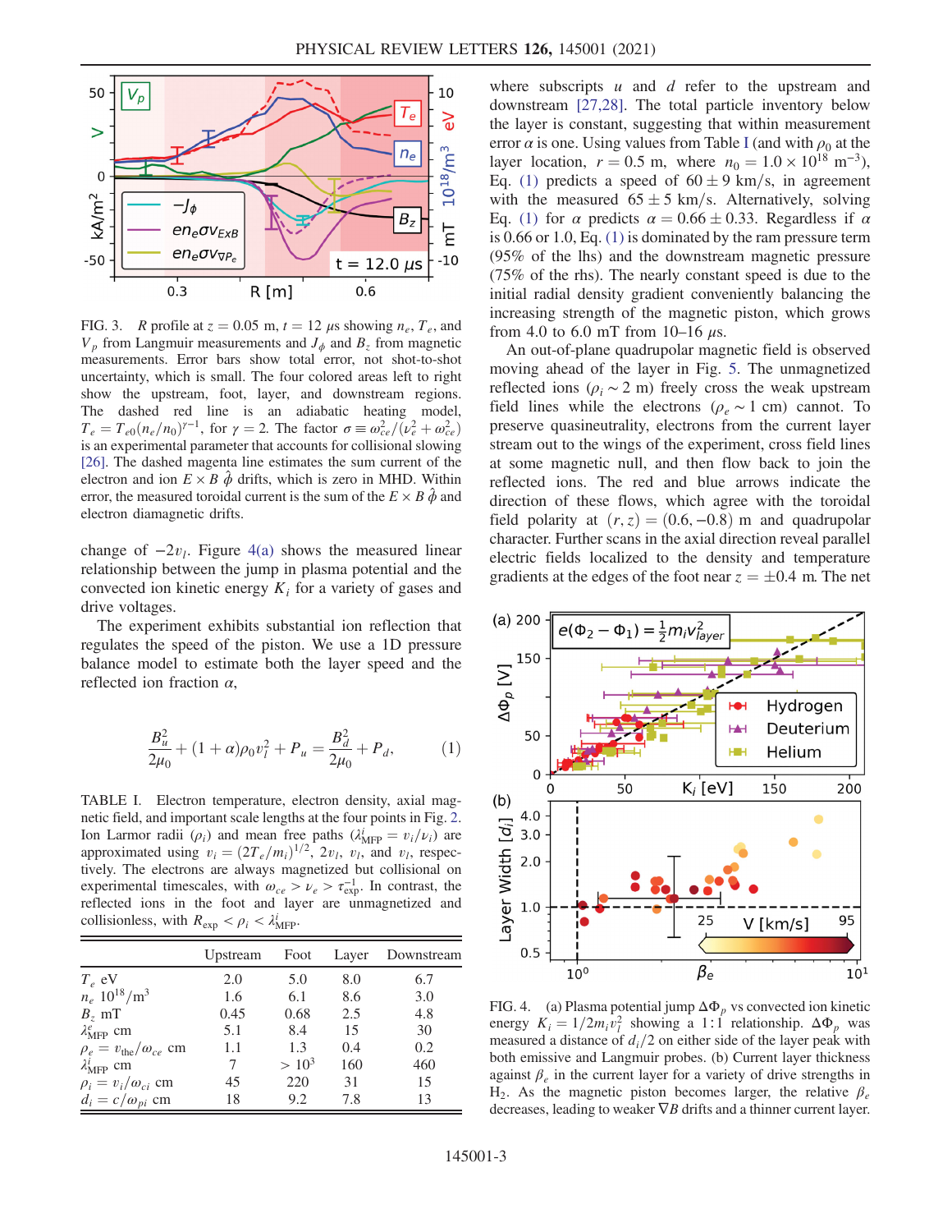FIG. 3. $R$ profile at $z = 0.05$ m, $t = 12$ $\mu$s showing $n_e$, $T_e$, and $V_p$ from Langmuir measurements and $J_\phi$ and $B_z$ from magnetic measurements. Error bars show total error, not shot-to-shot uncertainty, which is small. The four colored areas left to right show the upstream, foot, layer, and downstream regions. The dashed red line is an adiabatic heating model, $T_e = T_{e0}(n_e/n_0)^{\gamma-1}$, for $\gamma = 2$. The factor $\sigma \equiv \omega_{ce}^2/(\nu_e^2 + \omega_{ce}^2)$ is an experimental parameter that accounts for collisional slowing [26]. The dashed magenta line estimates the sum current of the electron and ion $E \times B$ $\hat{\phi}$ drifts, which is zero in MHD. Within error, the measured toroidal current is the sum of the $E \times B$ $\hat{\phi}$ and electron diamagnetic drifts.

change of $-2v_l$. Figure 4(a) shows the measured linear relationship between the jump in plasma potential and the convected ion kinetic energy $K_i$ for a variety of gases and drive voltages.

The experiment exhibits substantial ion reflection that regulates the speed of the piston. We use a 1D pressure balance model to estimate both the layer speed and the reflected ion fraction $\alpha$,

$$\frac{B_u^2}{2\mu_0} + (1+\alpha)\rho_0 v_l^2 + P_u = \frac{B_d^2}{2\mu_0} + P_d, \tag{1}$$

TABLE I. Electron temperature, electron density, axial magnetic field, and important scale lengths at the four points in Fig. 2. Ion Larmor radii ($\rho_i$) and mean free paths ($\lambda_{\mathrm{MFP}}^i = v_i/\nu_i$) are approximated using $v_i = (2T_e/m_i)^{1/2}$, $2v_l$, $v_l$, and $v_l$, respectively. The electrons are always magnetized but collisional on experimental timescales, with $\omega_{ce} > \nu_e > \tau_{\mathrm{exp}}^{-1}$. In contrast, the reflected ions in the foot and layer are unmagnetized and collisionless, with $R_{\mathrm{exp}} < \rho_i < \lambda_{\mathrm{MFP}}^i$.

| | Upstream | Foot | Layer | Downstream |
|---|---|---|---|---|
| $T_e$ eV | 2.0 | 5.0 | 8.0 | 6.7 |
| $n_e$ $10^{18}/\mathrm{m}^3$ | 1.6 | 6.1 | 8.6 | 3.0 |
| $B_z$ mT | 0.45 | 0.68 | 2.5 | 4.8 |
| $\lambda_{\mathrm{MFP}}^e$ cm | 5.1 | 8.4 | 15 | 30 |
| $\rho_e = v_{\mathrm{the}}/\omega_{ce}$ cm | 1.1 | 1.3 | 0.4 | 0.2 |
| $\lambda_{\mathrm{MFP}}^i$ cm | 7 | $> 10^3$ | 160 | 460 |
| $\rho_i = v_i/\omega_{ci}$ cm | 45 | 220 | 31 | 15 |
| $d_i = c/\omega_{pi}$ cm | 18 | 9.2 | 7.8 | 13 |

where subscripts $u$ and $d$ refer to the upstream and downstream [27,28]. The total particle inventory below the layer is constant, suggesting that within measurement error $\alpha$ is one. Using values from Table I (and with $\rho_0$ at the layer location, $r = 0.5$ m, where $n_0 = 1.0 \times 10^{18}$ m$^{-3}$), Eq. (1) predicts a speed of $60 \pm 9$ km/s, in agreement with the measured $65 \pm 5$ km/s. Alternatively, solving Eq. (1) for $\alpha$ predicts $\alpha = 0.66 \pm 0.33$. Regardless if $\alpha$ is 0.66 or 1.0, Eq. (1) is dominated by the ram pressure term (95% of the lhs) and the downstream magnetic pressure (75% of the rhs). The nearly constant speed is due to the initial radial density gradient conveniently balancing the increasing strength of the magnetic piston, which grows from 4.0 to 6.0 mT from 10–16 $\mu$s.

An out-of-plane quadrupolar magnetic field is observed moving ahead of the layer in Fig. 5. The unmagnetized reflected ions ($\rho_i \sim 2$ m) freely cross the weak upstream field lines while the electrons ($\rho_e \sim 1$ cm) cannot. To preserve quasineutrality, electrons from the current layer stream out to the wings of the experiment, cross field lines at some magnetic null, and then flow back to join the reflected ions. The red and blue arrows indicate the direction of these flows, which agree with the toroidal field polarity at $(r, z) = (0.6, -0.8)$ m and quadrupolar character. Further scans in the axial direction reveal parallel electric fields localized to the density and temperature gradients at the edges of the foot near $z = \pm 0.4$ m. The net

FIG. 4. (a) Plasma potential jump $\Delta\Phi_p$ vs convected ion kinetic energy $K_i = 1/2 m_i v_l^2$ showing a 1:1 relationship. $\Delta\Phi_p$ was measured a distance of $d_i/2$ on either side of the layer peak with both emissive and Langmuir probes. (b) Current layer thickness against $\beta_e$ in the current layer for a variety of drive strengths in $H_2$. As the magnetic piston becomes larger, the relative $\beta_e$ decreases, leading to weaker $\nabla B$ drifts and a thinner current layer.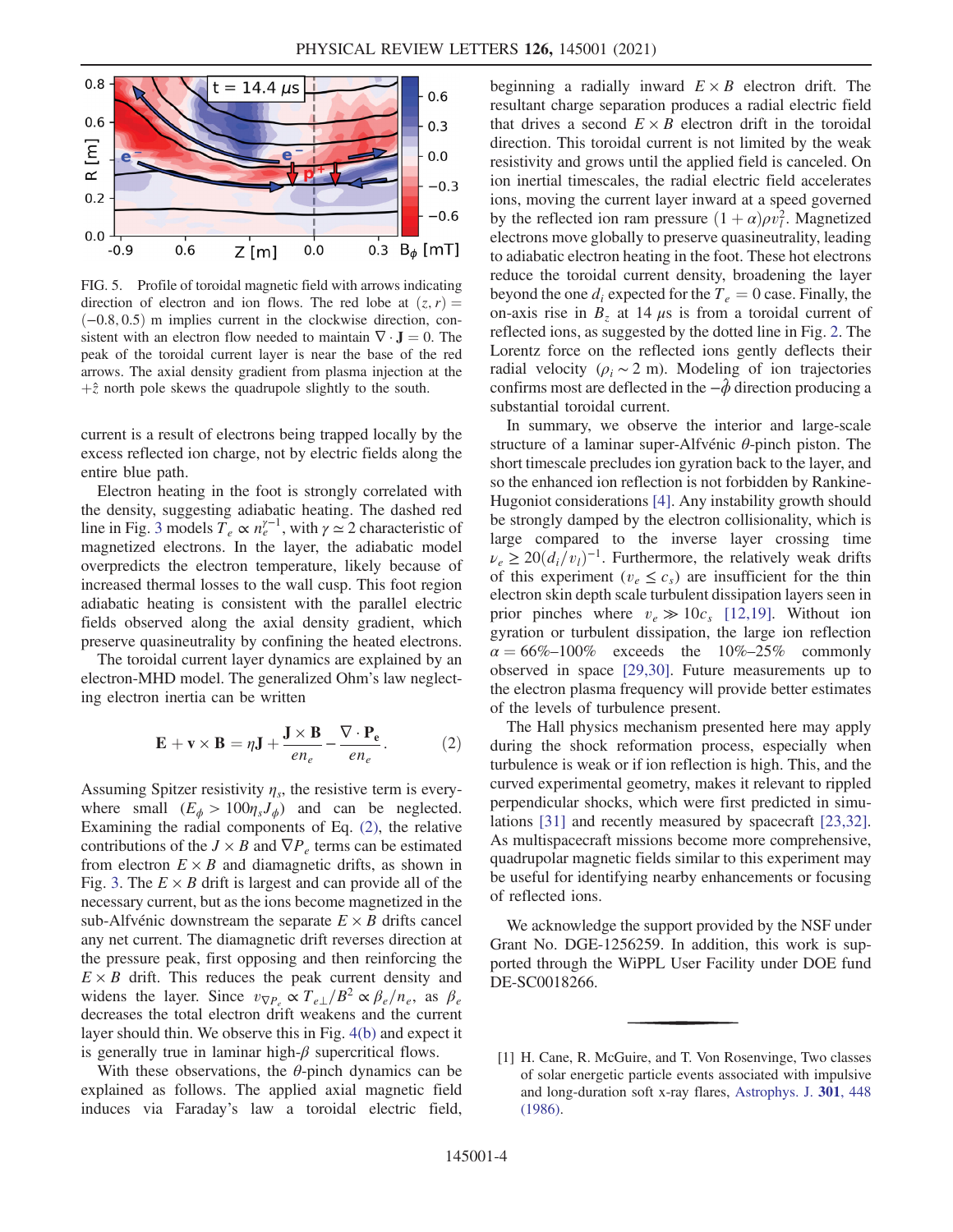FIG. 5. Profile of toroidal magnetic field with arrows indicating direction of electron and ion flows. The red lobe at $(z, r) = (-0.8, 0.5)$ m implies current in the clockwise direction, consistent with an electron flow needed to maintain $\nabla \cdot \mathbf{J} = 0$. The peak of the toroidal current layer is near the base of the red arrows. The axial density gradient from plasma injection at the $+\hat{z}$ north pole skews the quadrupole slightly to the south.

current is a result of electrons being trapped locally by the excess reflected ion charge, not by electric fields along the entire blue path.

Electron heating in the foot is strongly correlated with the density, suggesting adiabatic heating. The dashed red line in Fig. 3 models $T_e \propto n_e^{\gamma-1}$, with $\gamma \simeq 2$ characteristic of magnetized electrons. In the layer, the adiabatic model overpredicts the electron temperature, likely because of increased thermal losses to the wall cusp. This foot region adiabatic heating is consistent with the parallel electric fields observed along the axial density gradient, which preserve quasineutrality by confining the heated electrons.

The toroidal current layer dynamics are explained by an electron-MHD model. The generalized Ohm's law neglecting electron inertia can be written

$$\mathbf{E} + \mathbf{v} \times \mathbf{B} = \eta \mathbf{J} + \frac{\mathbf{J} \times \mathbf{B}}{e n_e} - \frac{\nabla \cdot \mathbf{P_e}}{e n_e}. \tag{2}$$

Assuming Spitzer resistivity $\eta_s$, the resistive term is everywhere small ($E_\phi > 100\eta_s J_\phi$) and can be neglected. Examining the radial components of Eq. (2), the relative contributions of the $J \times B$ and $\nabla P_e$ terms can be estimated from electron $E \times B$ and diamagnetic drifts, as shown in Fig. 3. The $E \times B$ drift is largest and can provide all of the necessary current, but as the ions become magnetized in the sub-Alfvénic downstream the separate $E \times B$ drifts cancel any net current. The diamagnetic drift reverses direction at the pressure peak, first opposing and then reinforcing the $E \times B$ drift. This reduces the peak current density and widens the layer. Since $v_{\nabla P_e} \propto T_{e\perp}/B^2 \propto \beta_e/n_e$, as $\beta_e$ decreases the total electron drift weakens and the current layer should thin. We observe this in Fig. 4(b) and expect it is generally true in laminar high-$\beta$ supercritical flows.

With these observations, the $\theta$-pinch dynamics can be explained as follows. The applied axial magnetic field induces via Faraday's law a toroidal electric field, beginning a radially inward $E \times B$ electron drift. The resultant charge separation produces a radial electric field that drives a second $E \times B$ electron drift in the toroidal direction. This toroidal current is not limited by the weak resistivity and grows until the applied field is canceled. On ion inertial timescales, the radial electric field accelerates ions, moving the current layer inward at a speed governed by the reflected ion ram pressure $(1 + \alpha)\rho v_l^2$. Magnetized electrons move globally to preserve quasineutrality, leading to adiabatic electron heating in the foot. These hot electrons reduce the toroidal current density, broadening the layer beyond the one $d_i$ expected for the $T_e = 0$ case. Finally, the on-axis rise in $B_z$ at 14 $\mu$s is from a toroidal current of reflected ions, as suggested by the dotted line in Fig. 2. The Lorentz force on the reflected ions gently deflects their radial velocity ($\rho_i \sim 2$ m). Modeling of ion trajectories confirms most are deflected in the $-\hat{\phi}$ direction producing a substantial toroidal current.

In summary, we observe the interior and large-scale structure of a laminar super-Alfvénic $\theta$-pinch piston. The short timescale precludes ion gyration back to the layer, and so the enhanced ion reflection is not forbidden by Rankine-Hugoniot considerations [4]. Any instability growth should be strongly damped by the electron collisionality, which is large compared to the inverse layer crossing time $\nu_e \geq 20(d_i/v_l)^{-1}$. Furthermore, the relatively weak drifts of this experiment ($v_e \leq c_s$) are insufficient for the thin electron skin depth scale turbulent dissipation layers seen in prior pinches where $v_e \gg 10c_s$ [12,19]. Without ion gyration or turbulent dissipation, the large ion reflection $\alpha = 66\%$–$100\%$ exceeds the 10%–25% commonly observed in space [29,30]. Future measurements up to the electron plasma frequency will provide better estimates of the levels of turbulence present.

The Hall physics mechanism presented here may apply during the shock reformation process, especially when turbulence is weak or if ion reflection is high. This, and the curved experimental geometry, makes it relevant to rippled perpendicular shocks, which were first predicted in simulations [31] and recently measured by spacecraft [23,32]. As multispacecraft missions become more comprehensive, quadrupolar magnetic fields similar to this experiment may be useful for identifying nearby enhancements or focusing of reflected ions.

We acknowledge the support provided by the NSF under Grant No. DGE-1256259. In addition, this work is supported through the WiPPL User Facility under DOE fund DE-SC0018266.

---

[1] H. Cane, R. McGuire, and T. Von Rosenvinge, Two classes of solar energetic particle events associated with impulsive and long-duration soft x-ray flares, Astrophys. J. **301**, 448 (1986).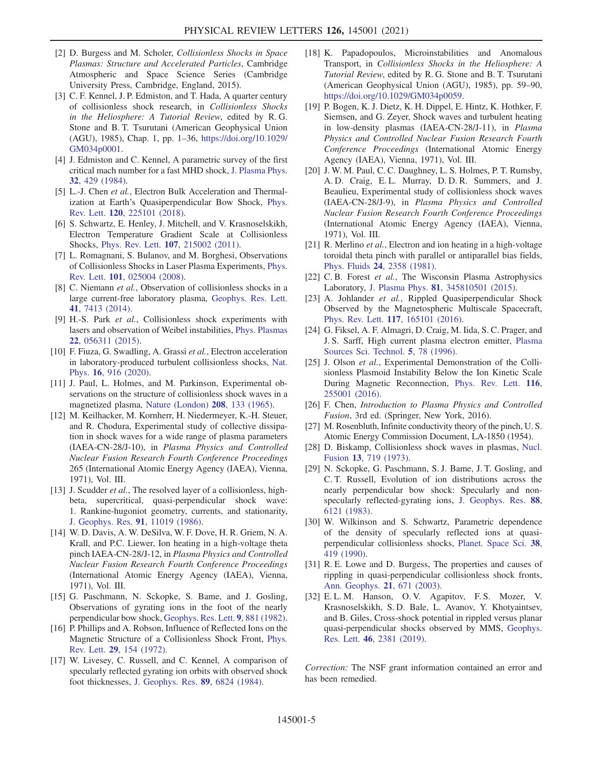[2] D. Burgess and M. Scholer, *Collisionless Shocks in Space Plasmas: Structure and Accelerated Particles*, Cambridge Atmospheric and Space Science Series (Cambridge University Press, Cambridge, England, 2015).

[3] C. F. Kennel, J. P. Edmiston, and T. Hada, A quarter century of collisionless shock research, in *Collisionless Shocks in the Heliosphere: A Tutorial Review*, edited by R. G. Stone and B. T. Tsurutani (American Geophysical Union (AGU), 1985), Chap. 1, pp. 1–36, https://doi.org/10.1029/GM034p0001.

[4] J. Edmiston and C. Kennel, A parametric survey of the first critical mach number for a fast MHD shock, J. Plasma Phys. **32**, 429 (1984).

[5] L.-J. Chen *et al.*, Electron Bulk Acceleration and Thermalization at Earth's Quasiperpendicular Bow Shock, Phys. Rev. Lett. **120**, 225101 (2018).

[6] S. Schwartz, E. Henley, J. Mitchell, and V. Krasnoselskikh, Electron Temperature Gradient Scale at Collisionless Shocks, Phys. Rev. Lett. **107**, 215002 (2011).

[7] L. Romagnani, S. Bulanov, and M. Borghesi, Observations of Collisionless Shocks in Laser Plasma Experiments, Phys. Rev. Lett. **101**, 025004 (2008).

[8] C. Niemann *et al.*, Observation of collisionless shocks in a large current-free laboratory plasma, Geophys. Res. Lett. **41**, 7413 (2014).

[9] H.-S. Park *et al.*, Collisionless shock experiments with lasers and observation of Weibel instabilities, Phys. Plasmas **22**, 056311 (2015).

[10] F. Fiuza, G. Swadling, A. Grassi *et al.*, Electron acceleration in laboratory-produced turbulent collisionless shocks, Nat. Phys. **16**, 916 (2020).

[11] J. Paul, L. Holmes, and M. Parkinson, Experimental observations on the structure of collisionless shock waves in a magnetized plasma, Nature (London) **208**, 133 (1965).

[12] M. Keilhacker, M. Kornherr, H. Niedermeyer, K.-H. Steuer, and R. Chodura, Experimental study of collective dissipation in shock waves for a wide range of plasma parameters (IAEA-CN-28/J-10), in *Plasma Physics and Controlled Nuclear Fusion Research Fourth Conference Proceedings* 265 (International Atomic Energy Agency (IAEA), Vienna, 1971), Vol. III.

[13] J. Scudder *et al.*, The resolved layer of a collisionless, high-beta, supercritical, quasi-perpendicular shock wave: 1. Rankine-hugoniot geometry, currents, and stationarity, J. Geophys. Res. **91**, 11019 (1986).

[14] W. D. Davis, A. W. DeSilva, W. F. Dove, H. R. Griem, N. A. Krall, and P.C. Liewer, Ion heating in a high-voltage theta pinch IAEA-CN-28/J-12, in *Plasma Physics and Controlled Nuclear Fusion Research Fourth Conference Proceedings* (International Atomic Energy Agency (IAEA), Vienna, 1971), Vol. III.

[15] G. Paschmann, N. Sckopke, S. Bame, and J. Gosling, Observations of gyrating ions in the foot of the nearly perpendicular bow shock, Geophys. Res. Lett. **9**, 881 (1982).

[16] P. Phillips and A. Robson, Influence of Reflected Ions on the Magnetic Structure of a Collisionless Shock Front, Phys. Rev. Lett. **29**, 154 (1972).

[17] W. Livesey, C. Russell, and C. Kennel, A comparison of specularly reflected gyrating ion orbits with observed shock foot thicknesses, J. Geophys. Res. **89**, 6824 (1984).

[18] K. Papadopoulos, Microinstabilities and Anomalous Transport, in *Collisionless Shocks in the Heliosphere: A Tutorial Review*, edited by R. G. Stone and B. T. Tsurutani (American Geophysical Union (AGU), 1985), pp. 59–90, https://doi.org/10.1029/GM034p0059.

[19] P. Bogen, K. J. Dietz, K. H. Dippel, E. Hintz, K. Hothker, F. Siemsen, and G. Zeyer, Shock waves and turbulent heating in low-density plasmas (IAEA-CN-28/J-11), in *Plasma Physics and Controlled Nuclear Fusion Research Fourth Conference Proceedings* (International Atomic Energy Agency (IAEA), Vienna, 1971), Vol. III.

[20] J. W. M. Paul, C. C. Daughney, L. S. Holmes, P. T. Rumsby, A. D. Craig, E. L. Murray, D. D. R. Summers, and J. Beaulieu, Experimental study of collisionless shock waves (IAEA-CN-28/J-9), in *Plasma Physics and Controlled Nuclear Fusion Research Fourth Conference Proceedings* (International Atomic Energy Agency (IAEA), Vienna, 1971), Vol. III.

[21] R. Merlino *et al.*, Electron and ion heating in a high-voltage toroidal theta pinch with parallel or antiparallel bias fields, Phys. Fluids **24**, 2358 (1981).

[22] C. B. Forest *et al.*, The Wisconsin Plasma Astrophysics Laboratory, J. Plasma Phys. **81**, 345810501 (2015).

[23] A. Johlander *et al.*, Rippled Quasiperpendicular Shock Observed by the Magnetospheric Multiscale Spacecraft, Phys. Rev. Lett. **117**, 165101 (2016).

[24] G. Fiksel, A. F. Almagri, D. Craig, M. Iida, S. C. Prager, and J. S. Sarff, High current plasma electron emitter, Plasma Sources Sci. Technol. **5**, 78 (1996).

[25] J. Olson *et al.*, Experimental Demonstration of the Collisionless Plasmoid Instability Below the Ion Kinetic Scale During Magnetic Reconnection, Phys. Rev. Lett. **116**, 255001 (2016).

[26] F. Chen, *Introduction to Plasma Physics and Controlled Fusion*, 3rd ed. (Springer, New York, 2016).

[27] M. Rosenbluth, Infinite conductivity theory of the pinch, U. S. Atomic Energy Commission Document, LA-1850 (1954).

[28] D. Biskamp, Collisionless shock waves in plasmas, Nucl. Fusion **13**, 719 (1973).

[29] N. Sckopke, G. Paschmann, S. J. Bame, J. T. Gosling, and C. T. Russell, Evolution of ion distributions across the nearly perpendicular bow shock: Specularly and non-specularly reflected-gyrating ions, J. Geophys. Res. **88**, 6121 (1983).

[30] W. Wilkinson and S. Schwartz, Parametric dependence of the density of specularly reflected ions at quasi-perpendicular collisionless shocks, Planet. Space Sci. **38**, 419 (1990).

[31] R. E. Lowe and D. Burgess, The properties and causes of rippling in quasi-perpendicular collisionless shock fronts, Ann. Geophys. **21**, 671 (2003).

[32] E. L. M. Hanson, O. V. Agapitov, F. S. Mozer, V. Krasnoselskikh, S. D. Bale, L. Avanov, Y. Khotyaintsev, and B. Giles, Cross-shock potential in rippled versus planar quasi-perpendicular shocks observed by MMS, Geophys. Res. Lett. **46**, 2381 (2019).

*Correction:* The NSF grant information contained an error and has been remedied.